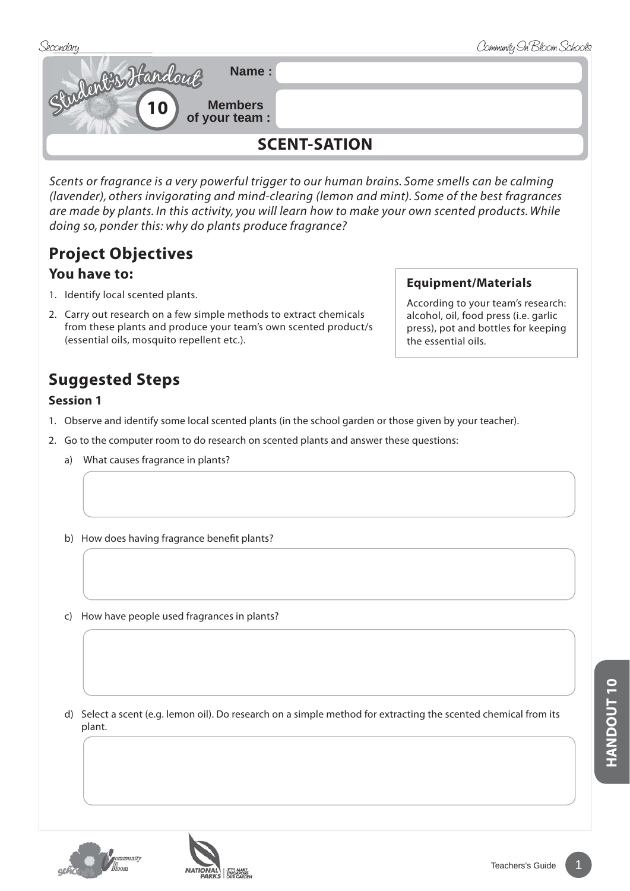# Student's Handout 10

**Name :**

**Members of your team :**

## SCENT-SATION

*Scents or fragrance is a very powerful trigger to our human brains. Some smells can be calming (lavender), others invigorating and mind-clearing (lemon and mint). Some of the best fragrances are made by plants. In this activity, you will learn how to make your own scented products. While doing so, ponder this: why do plants produce fragrance?*

## Project Objectives

### You have to:

1. Identify local scented plants.
2. Carry out research on a few simple methods to extract chemicals from these plants and produce your team's own scented product/s (essential oils, mosquito repellent etc.).

**Equipment/Materials**

According to your team's research: alcohol, oil, food press (i.e. garlic press), pot and bottles for keeping the essential oils.

## Suggested Steps

### Session 1

1. Observe and identify some local scented plants (in the school garden or those given by your teacher).
2. Go to the computer room to do research on scented plants and answer these questions:

   a) What causes fragrance in plants?

   b) How does having fragrance benefit plants?

   c) How have people used fragrances in plants?

   d) Select a scent (e.g. lemon oil). Do research on a simple method for extracting the scented chemical from its plant.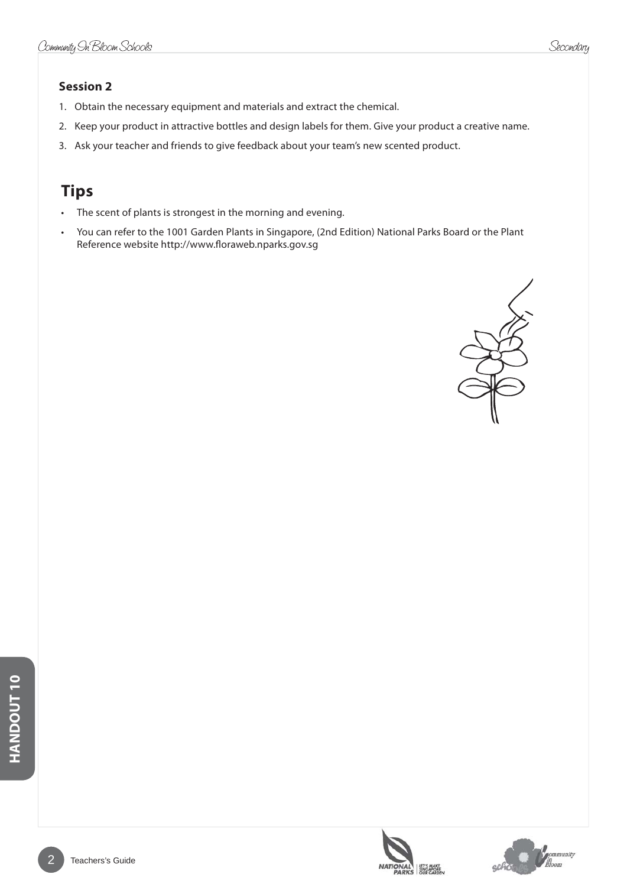### Session 2

1. Obtain the necessary equipment and materials and extract the chemical.
2. Keep your product in attractive bottles and design labels for them. Give your product a creative name.
3. Ask your teacher and friends to give feedback about your team's new scented product.

## Tips

- The scent of plants is strongest in the morning and evening.
- You can refer to the 1001 Garden Plants in Singapore, (2nd Edition) National Parks Board or the Plant Reference website http://www.floraweb.nparks.gov.sg